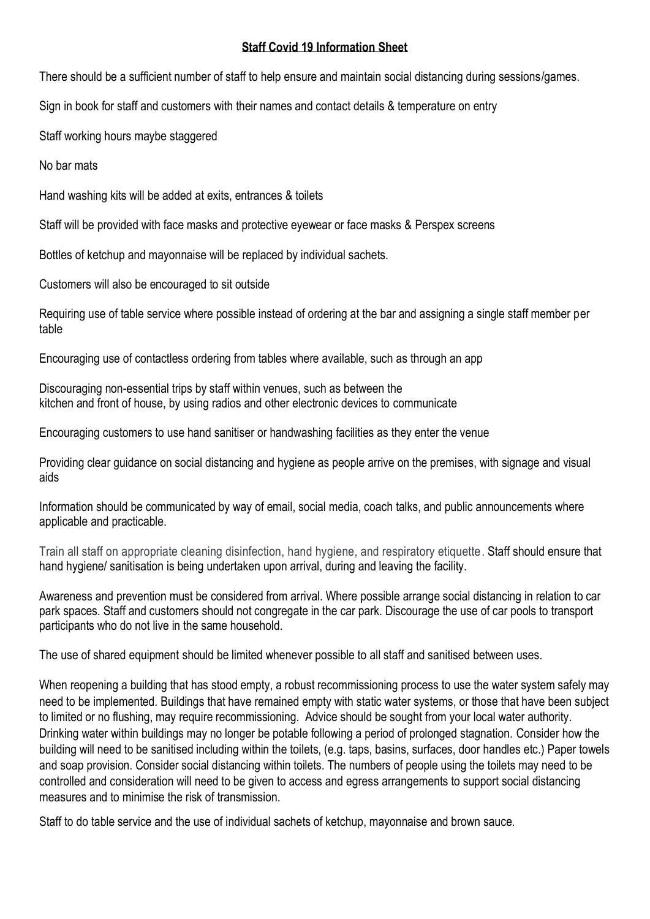# Staff Covid 19 Information Sheet

There should be a sufficient number of staff to help ensure and maintain social distancing during sessions/games.

Sign in book for staff and customers with their names and contact details & temperature on entry

Staff working hours maybe staggered

No bar mats

Hand washing kits will be added at exits, entrances & toilets

Staff will be provided with face masks and protective eyewear or face masks & Perspex screens

Bottles of ketchup and mayonnaise will be replaced by individual sachets.

Customers will also be encouraged to sit outside

Requiring use of table service where possible instead of ordering at the bar and assigning a single staff member per table

Encouraging use of contactless ordering from tables where available, such as through an app

Discouraging non-essential trips by staff within venues, such as between the kitchen and front of house, by using radios and other electronic devices to communicate

Encouraging customers to use hand sanitiser or handwashing facilities as they enter the venue

Providing clear guidance on social distancing and hygiene as people arrive on the premises, with signage and visual aids

Information should be communicated by way of email, social media, coach talks, and public announcements where applicable and practicable.

Train all staff on appropriate cleaning disinfection, hand hygiene, and respiratory etiquette. Staff should ensure that hand hygiene/ sanitisation is being undertaken upon arrival, during and leaving the facility.

Awareness and prevention must be considered from arrival. Where possible arrange social distancing in relation to car park spaces. Staff and customers should not congregate in the car park. Discourage the use of car pools to transport participants who do not live in the same household.

The use of shared equipment should be limited whenever possible to all staff and sanitised between uses.

When reopening a building that has stood empty, a robust recommissioning process to use the water system safely may need to be implemented. Buildings that have remained empty with static water systems, or those that have been subject to limited or no flushing, may require recommissioning. Advice should be sought from your local water authority. Drinking water within buildings may no longer be potable following a period of prolonged stagnation. Consider how the building will need to be sanitised including within the toilets, (e.g. taps, basins, surfaces, door handles etc.) Paper towels and soap provision. Consider social distancing within toilets. The numbers of people using the toilets may need to be controlled and consideration will need to be given to access and egress arrangements to support social distancing measures and to minimise the risk of transmission.

Staff to do table service and the use of individual sachets of ketchup, mayonnaise and brown sauce.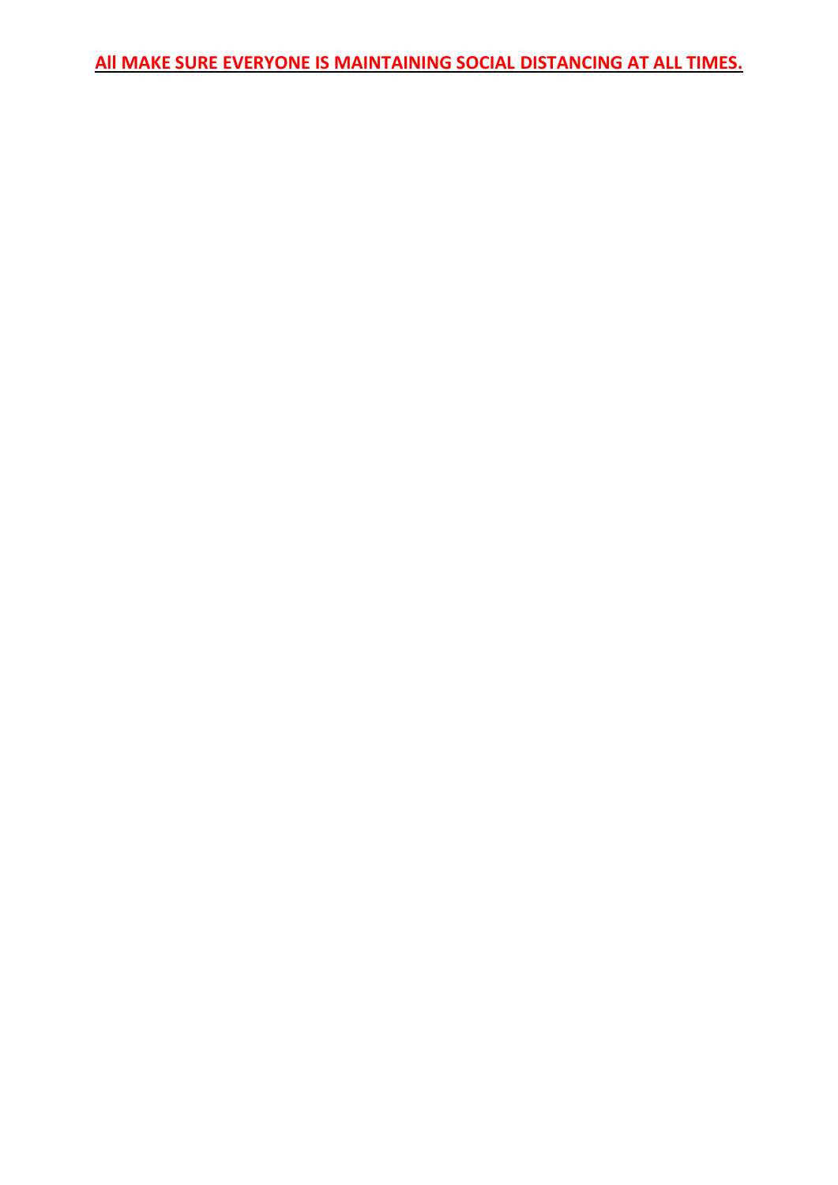**All MAKE SURE EVERYONE IS MAINTAINING SOCIAL DISTANCING AT ALL TIMES.**